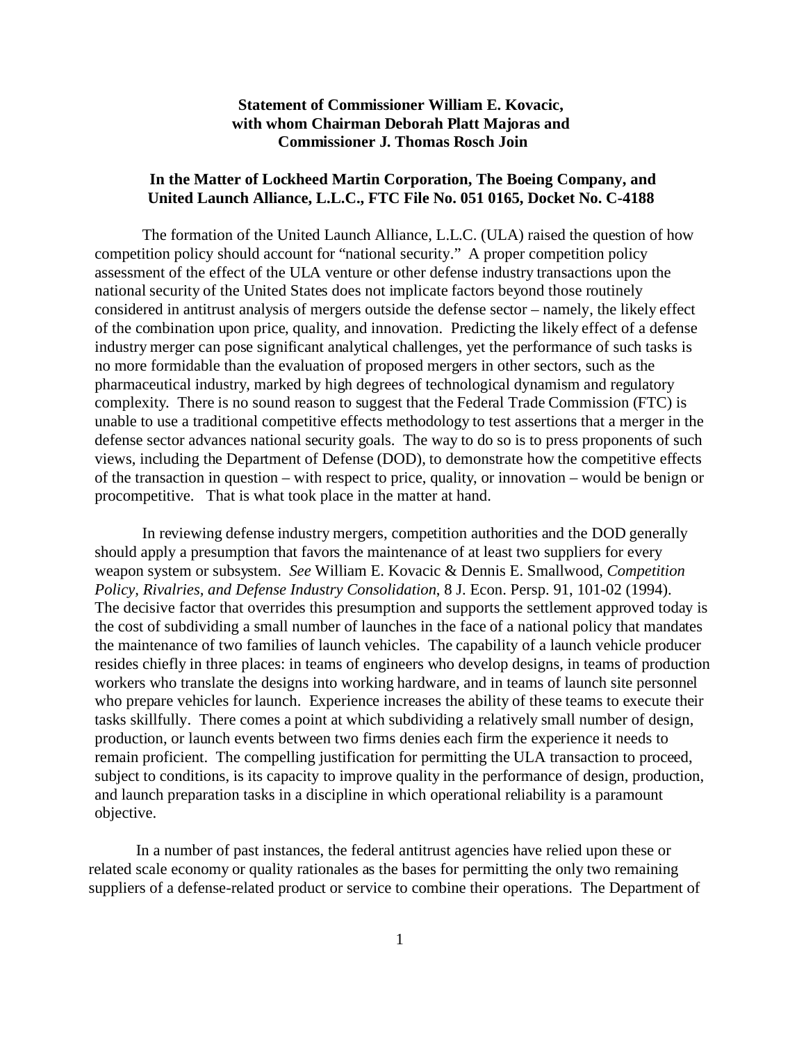**Statement of Commissioner William E. Kovacic, with whom Chairman Deborah Platt Majoras and Commissioner J. Thomas Rosch Join**

**In the Matter of Lockheed Martin Corporation, The Boeing Company, and United Launch Alliance, L.L.C., FTC File No. 051 0165, Docket No. C-4188**

The formation of the United Launch Alliance, L.L.C. (ULA) raised the question of how competition policy should account for "national security." A proper competition policy assessment of the effect of the ULA venture or other defense industry transactions upon the national security of the United States does not implicate factors beyond those routinely considered in antitrust analysis of mergers outside the defense sector – namely, the likely effect of the combination upon price, quality, and innovation. Predicting the likely effect of a defense industry merger can pose significant analytical challenges, yet the performance of such tasks is no more formidable than the evaluation of proposed mergers in other sectors, such as the pharmaceutical industry, marked by high degrees of technological dynamism and regulatory complexity. There is no sound reason to suggest that the Federal Trade Commission (FTC) is unable to use a traditional competitive effects methodology to test assertions that a merger in the defense sector advances national security goals. The way to do so is to press proponents of such views, including the Department of Defense (DOD), to demonstrate how the competitive effects of the transaction in question – with respect to price, quality, or innovation – would be benign or procompetitive. That is what took place in the matter at hand.

In reviewing defense industry mergers, competition authorities and the DOD generally should apply a presumption that favors the maintenance of at least two suppliers for every weapon system or subsystem. *See* William E. Kovacic & Dennis E. Smallwood, *Competition Policy, Rivalries, and Defense Industry Consolidation*, 8 J. Econ. Persp. 91, 101-02 (1994). The decisive factor that overrides this presumption and supports the settlement approved today is the cost of subdividing a small number of launches in the face of a national policy that mandates the maintenance of two families of launch vehicles. The capability of a launch vehicle producer resides chiefly in three places: in teams of engineers who develop designs, in teams of production workers who translate the designs into working hardware, and in teams of launch site personnel who prepare vehicles for launch. Experience increases the ability of these teams to execute their tasks skillfully. There comes a point at which subdividing a relatively small number of design, production, or launch events between two firms denies each firm the experience it needs to remain proficient. The compelling justification for permitting the ULA transaction to proceed, subject to conditions, is its capacity to improve quality in the performance of design, production, and launch preparation tasks in a discipline in which operational reliability is a paramount objective.

In a number of past instances, the federal antitrust agencies have relied upon these or related scale economy or quality rationales as the bases for permitting the only two remaining suppliers of a defense-related product or service to combine their operations. The Department of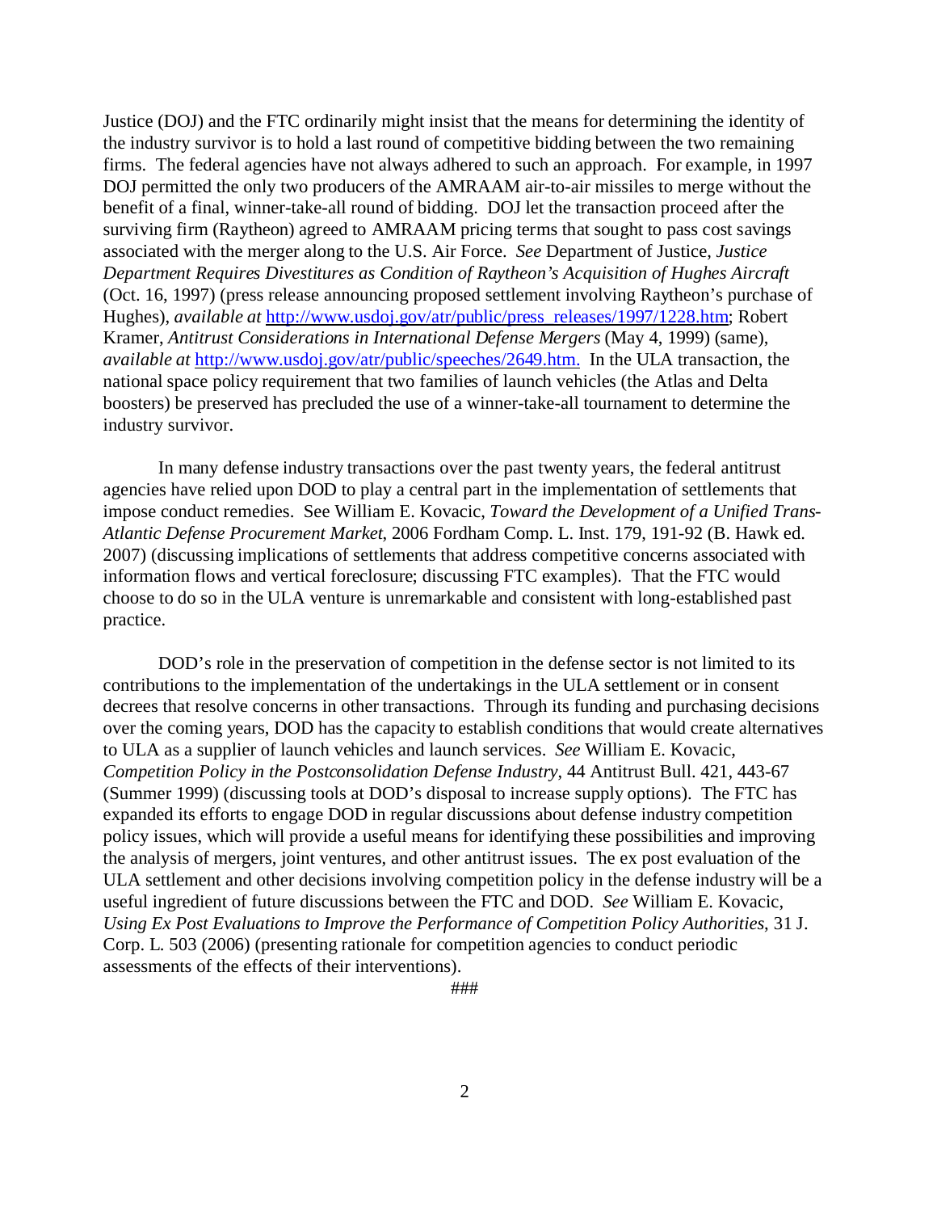Justice (DOJ) and the FTC ordinarily might insist that the means for determining the identity of the industry survivor is to hold a last round of competitive bidding between the two remaining firms. The federal agencies have not always adhered to such an approach. For example, in 1997 DOJ permitted the only two producers of the AMRAAM air-to-air missiles to merge without the benefit of a final, winner-take-all round of bidding. DOJ let the transaction proceed after the surviving firm (Raytheon) agreed to AMRAAM pricing terms that sought to pass cost savings associated with the merger along to the U.S. Air Force. *See* Department of Justice, *Justice Department Requires Divestitures as Condition of Raytheon's Acquisition of Hughes Aircraft* (Oct. 16, 1997) (press release announcing proposed settlement involving Raytheon's purchase of Hughes), *available at* http://www.usdoj.gov/atr/public/press_releases/1997/1228.htm; Robert Kramer, *Antitrust Considerations in International Defense Mergers* (May 4, 1999) (same), *available at* http://www.usdoj.gov/atr/public/speeches/2649.htm. In the ULA transaction, the national space policy requirement that two families of launch vehicles (the Atlas and Delta boosters) be preserved has precluded the use of a winner-take-all tournament to determine the industry survivor.

In many defense industry transactions over the past twenty years, the federal antitrust agencies have relied upon DOD to play a central part in the implementation of settlements that impose conduct remedies. See William E. Kovacic, *Toward the Development of a Unified Trans-Atlantic Defense Procurement Market*, 2006 Fordham Comp. L. Inst. 179, 191-92 (B. Hawk ed. 2007) (discussing implications of settlements that address competitive concerns associated with information flows and vertical foreclosure; discussing FTC examples). That the FTC would choose to do so in the ULA venture is unremarkable and consistent with long-established past practice.

DOD's role in the preservation of competition in the defense sector is not limited to its contributions to the implementation of the undertakings in the ULA settlement or in consent decrees that resolve concerns in other transactions. Through its funding and purchasing decisions over the coming years, DOD has the capacity to establish conditions that would create alternatives to ULA as a supplier of launch vehicles and launch services. *See* William E. Kovacic, *Competition Policy in the Postconsolidation Defense Industry*, 44 Antitrust Bull. 421, 443-67 (Summer 1999) (discussing tools at DOD's disposal to increase supply options). The FTC has expanded its efforts to engage DOD in regular discussions about defense industry competition policy issues, which will provide a useful means for identifying these possibilities and improving the analysis of mergers, joint ventures, and other antitrust issues. The ex post evaluation of the ULA settlement and other decisions involving competition policy in the defense industry will be a useful ingredient of future discussions between the FTC and DOD. *See* William E. Kovacic, *Using Ex Post Evaluations to Improve the Performance of Competition Policy Authorities*, 31 J. Corp. L. 503 (2006) (presenting rationale for competition agencies to conduct periodic assessments of the effects of their interventions).

###